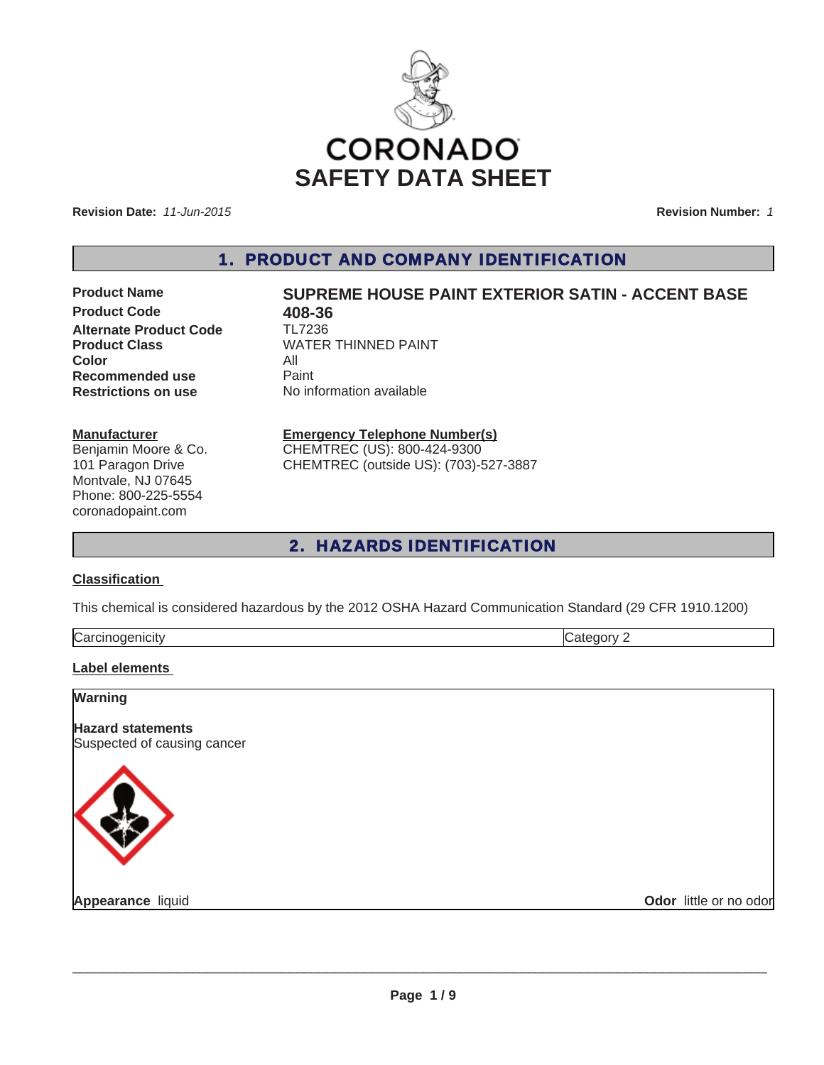# CORONADO SAFETY DATA SHEET

**Revision Date:** *11-Jun-2015*

**Revision Number:** *1*

## 1. PRODUCT AND COMPANY IDENTIFICATION

| | |
|---|---|
| **Product Name** | **SUPREME HOUSE PAINT EXTERIOR SATIN - ACCENT BASE** |
| **Product Code** | **408-36** |
| **Alternate Product Code** | TL7236 |
| **Product Class** | WATER THINNED PAINT |
| **Color** | All |
| **Recommended use** | Paint |
| **Restrictions on use** | No information available |

**Manufacturer**
Benjamin Moore & Co.
101 Paragon Drive
Montvale, NJ 07645
Phone: 800-225-5554
coronadopaint.com

**Emergency Telephone Number(s)**
CHEMTREC (US): 800-424-9300
CHEMTREC (outside US): (703)-527-3887

## 2. HAZARDS IDENTIFICATION

**Classification**

This chemical is considered hazardous by the 2012 OSHA Hazard Communication Standard (29 CFR 1910.1200)

| Carcinogenicity | Category 2 |
|---|---|

**Label elements**

**Warning**

**Hazard statements**
Suspected of causing cancer

**Appearance** liquid

**Odor** little or no odor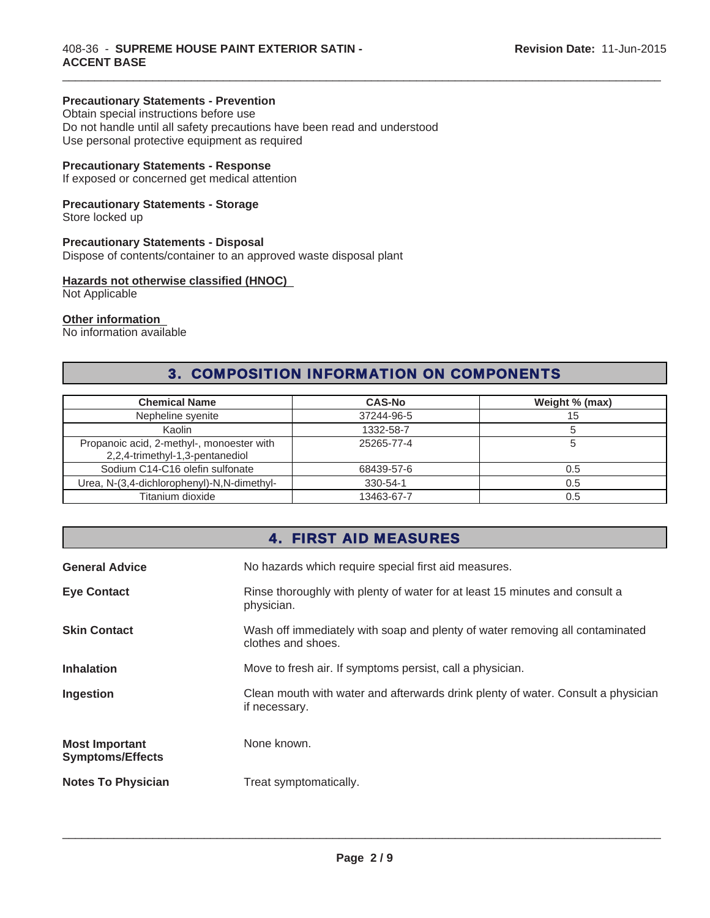**Precautionary Statements - Prevention**
Obtain special instructions before use
Do not handle until all safety precautions have been read and understood
Use personal protective equipment as required

**Precautionary Statements - Response**
If exposed or concerned get medical attention

**Precautionary Statements - Storage**
Store locked up

**Precautionary Statements - Disposal**
Dispose of contents/container to an approved waste disposal plant

**Hazards not otherwise classified (HNOC)**
Not Applicable

**Other information**
No information available

## 3. COMPOSITION INFORMATION ON COMPONENTS

| Chemical Name | CAS-No | Weight % (max) |
|---|---|---|
| Nepheline syenite | 37244-96-5 | 15 |
| Kaolin | 1332-58-7 | 5 |
| Propanoic acid, 2-methyl-, monoester with 2,2,4-trimethyl-1,3-pentanediol | 25265-77-4 | 5 |
| Sodium C14-C16 olefin sulfonate | 68439-57-6 | 0.5 |
| Urea, N-(3,4-dichlorophenyl)-N,N-dimethyl- | 330-54-1 | 0.5 |
| Titanium dioxide | 13463-67-7 | 0.5 |

## 4. FIRST AID MEASURES

**General Advice** No hazards which require special first aid measures.

**Eye Contact** Rinse thoroughly with plenty of water for at least 15 minutes and consult a physician.

**Skin Contact** Wash off immediately with soap and plenty of water removing all contaminated clothes and shoes.

**Inhalation** Move to fresh air. If symptoms persist, call a physician.

**Ingestion** Clean mouth with water and afterwards drink plenty of water. Consult a physician if necessary.

**Most Important Symptoms/Effects** None known.

**Notes To Physician** Treat symptomatically.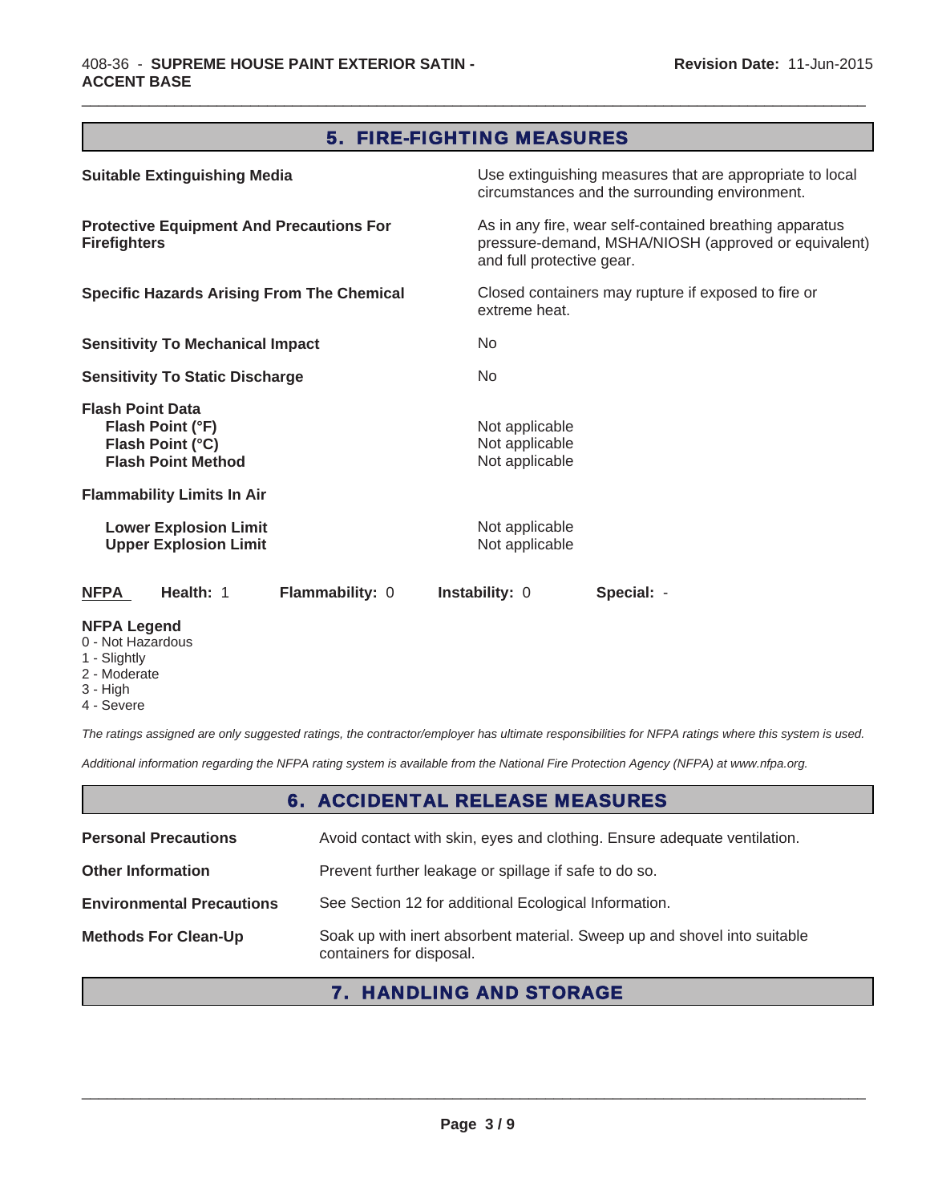## 5. FIRE-FIGHTING MEASURES

**Suitable Extinguishing Media** — Use extinguishing measures that are appropriate to local circumstances and the surrounding environment.

**Protective Equipment And Precautions For Firefighters** — As in any fire, wear self-contained breathing apparatus pressure-demand, MSHA/NIOSH (approved or equivalent) and full protective gear.

**Specific Hazards Arising From The Chemical** — Closed containers may rupture if exposed to fire or extreme heat.

**Sensitivity To Mechanical Impact** — No

**Sensitivity To Static Discharge** — No

**Flash Point Data**

- **Flash Point (°F)** — Not applicable
- **Flash Point (°C)** — Not applicable
- **Flash Point Method** — Not applicable

**Flammability Limits In Air**

- **Lower Explosion Limit** — Not applicable
- **Upper Explosion Limit** — Not applicable

| NFPA | Health: 1 | Flammability: 0 | Instability: 0 | Special: - |
|---|---|---|---|---|

**NFPA Legend**

0 - Not Hazardous
1 - Slightly
2 - Moderate
3 - High
4 - Severe

*The ratings assigned are only suggested ratings, the contractor/employer has ultimate responsibilities for NFPA ratings where this system is used.*

*Additional information regarding the NFPA rating system is available from the National Fire Protection Agency (NFPA) at www.nfpa.org.*

## 6. ACCIDENTAL RELEASE MEASURES

**Personal Precautions** — Avoid contact with skin, eyes and clothing. Ensure adequate ventilation.

**Other Information** — Prevent further leakage or spillage if safe to do so.

**Environmental Precautions** — See Section 12 for additional Ecological Information.

**Methods For Clean-Up** — Soak up with inert absorbent material. Sweep up and shovel into suitable containers for disposal.

## 7. HANDLING AND STORAGE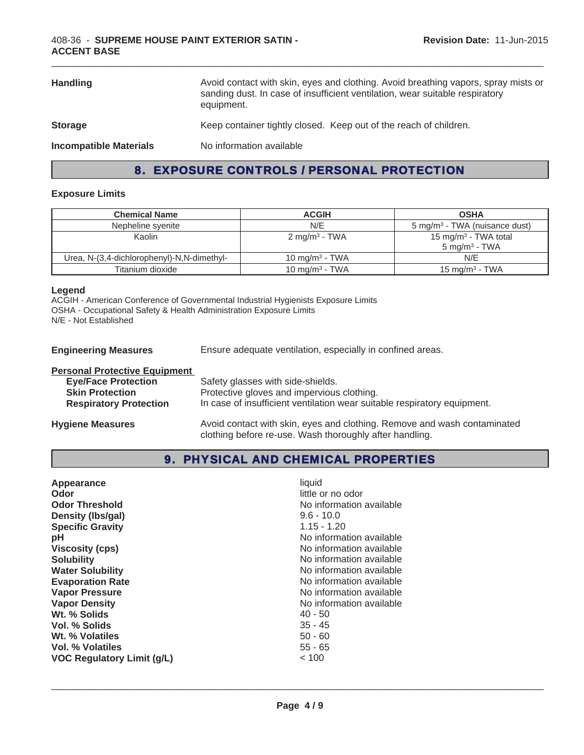| | |
|---|---|
| **Handling** | Avoid contact with skin, eyes and clothing. Avoid breathing vapors, spray mists or sanding dust. In case of insufficient ventilation, wear suitable respiratory equipment. |
| **Storage** | Keep container tightly closed. Keep out of the reach of children. |
| **Incompatible Materials** | No information available |

## 8. EXPOSURE CONTROLS / PERSONAL PROTECTION

### Exposure Limits

| Chemical Name | ACGIH | OSHA |
|---|---|---|
| Nepheline syenite | N/E | 5 mg/m$^3$ - TWA (nuisance dust) |
| Kaolin | 2 mg/m$^3$ - TWA | 15 mg/m$^3$ - TWA total<br>5 mg/m$^3$ - TWA |
| Urea, N-(3,4-dichlorophenyl)-N,N-dimethyl- | 10 mg/m$^3$ - TWA | N/E |
| Titanium dioxide | 10 mg/m$^3$ - TWA | 15 mg/m$^3$ - TWA |

**Legend**

ACGIH - American Conference of Governmental Industrial Hygienists Exposure Limits
OSHA - Occupational Safety & Health Administration Exposure Limits
N/E - Not Established

**Engineering Measures** Ensure adequate ventilation, especially in confined areas.

**Personal Protective Equipment**

- **Eye/Face Protection** Safety glasses with side-shields.
- **Skin Protection** Protective gloves and impervious clothing.
- **Respiratory Protection** In case of insufficient ventilation wear suitable respiratory equipment.

**Hygiene Measures** Avoid contact with skin, eyes and clothing. Remove and wash contaminated clothing before re-use. Wash thoroughly after handling.

## 9. PHYSICAL AND CHEMICAL PROPERTIES

| | |
|---|---|
| **Appearance** | liquid |
| **Odor** | little or no odor |
| **Odor Threshold** | No information available |
| **Density (lbs/gal)** | 9.6 - 10.0 |
| **Specific Gravity** | 1.15 - 1.20 |
| **pH** | No information available |
| **Viscosity (cps)** | No information available |
| **Solubility** | No information available |
| **Water Solubility** | No information available |
| **Evaporation Rate** | No information available |
| **Vapor Pressure** | No information available |
| **Vapor Density** | No information available |
| **Wt. % Solids** | 40 - 50 |
| **Vol. % Solids** | 35 - 45 |
| **Wt. % Volatiles** | 50 - 60 |
| **Vol. % Volatiles** | 55 - 65 |
| **VOC Regulatory Limit (g/L)** | < 100 |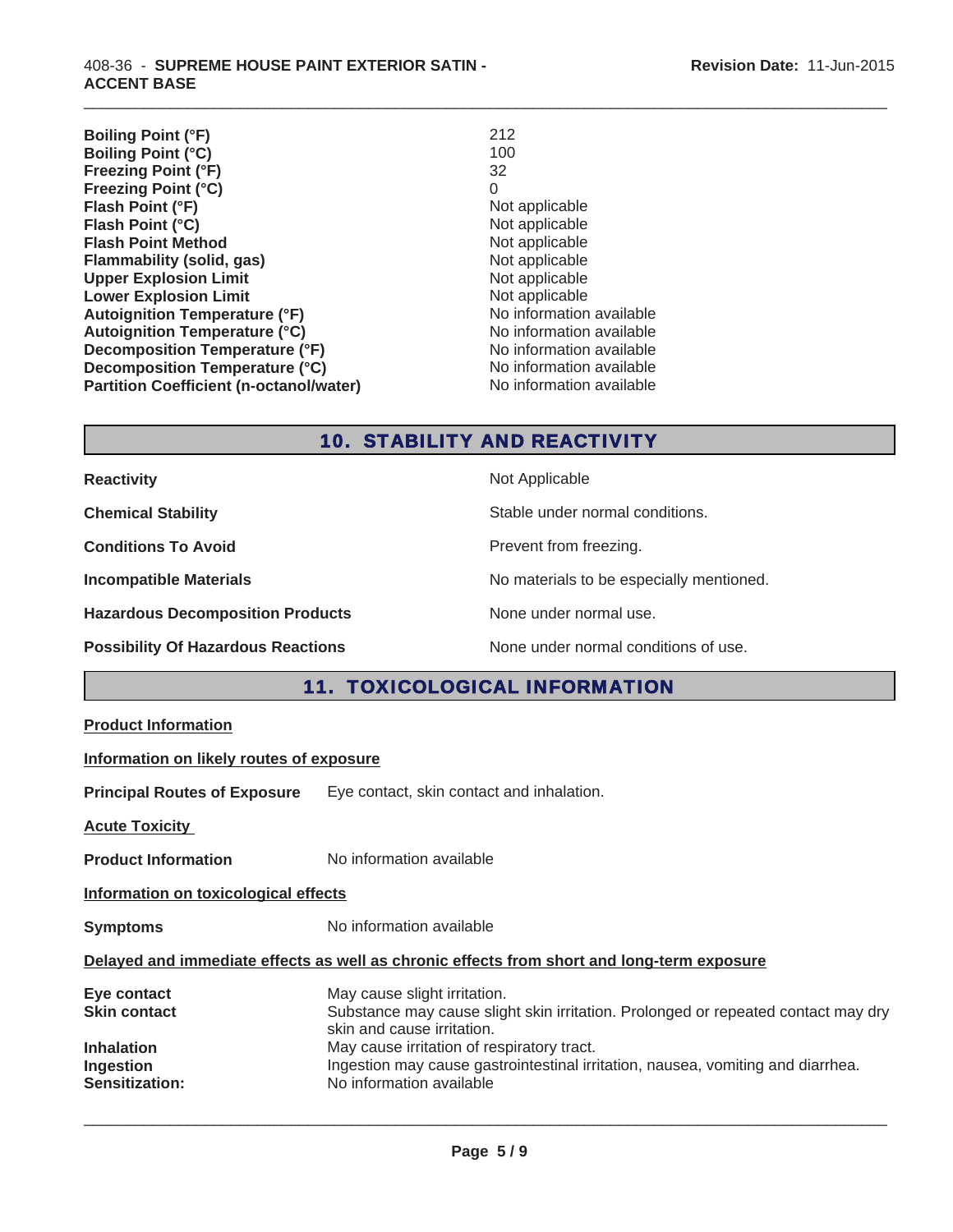| | |
|---|---|
| **Boiling Point (°F)** | 212 |
| **Boiling Point (°C)** | 100 |
| **Freezing Point (°F)** | 32 |
| **Freezing Point (°C)** | 0 |
| **Flash Point (°F)** | Not applicable |
| **Flash Point (°C)** | Not applicable |
| **Flash Point Method** | Not applicable |
| **Flammability (solid, gas)** | Not applicable |
| **Upper Explosion Limit** | Not applicable |
| **Lower Explosion Limit** | Not applicable |
| **Autoignition Temperature (°F)** | No information available |
| **Autoignition Temperature (°C)** | No information available |
| **Decomposition Temperature (°F)** | No information available |
| **Decomposition Temperature (°C)** | No information available |
| **Partition Coefficient (n-octanol/water)** | No information available |

## 10. STABILITY AND REACTIVITY

| | |
|---|---|
| **Reactivity** | Not Applicable |
| **Chemical Stability** | Stable under normal conditions. |
| **Conditions To Avoid** | Prevent from freezing. |
| **Incompatible Materials** | No materials to be especially mentioned. |
| **Hazardous Decomposition Products** | None under normal use. |
| **Possibility Of Hazardous Reactions** | None under normal conditions of use. |

## 11. TOXICOLOGICAL INFORMATION

**Product Information**

**Information on likely routes of exposure**

**Principal Routes of Exposure** Eye contact, skin contact and inhalation.

**Acute Toxicity**

**Product Information** No information available

**Information on toxicological effects**

**Symptoms** No information available

**Delayed and immediate effects as well as chronic effects from short and long-term exposure**

| | |
|---|---|
| **Eye contact** | May cause slight irritation. |
| **Skin contact** | Substance may cause slight skin irritation. Prolonged or repeated contact may dry skin and cause irritation. |
| **Inhalation** | May cause irritation of respiratory tract. |
| **Ingestion** | Ingestion may cause gastrointestinal irritation, nausea, vomiting and diarrhea. |
| **Sensitization:** | No information available |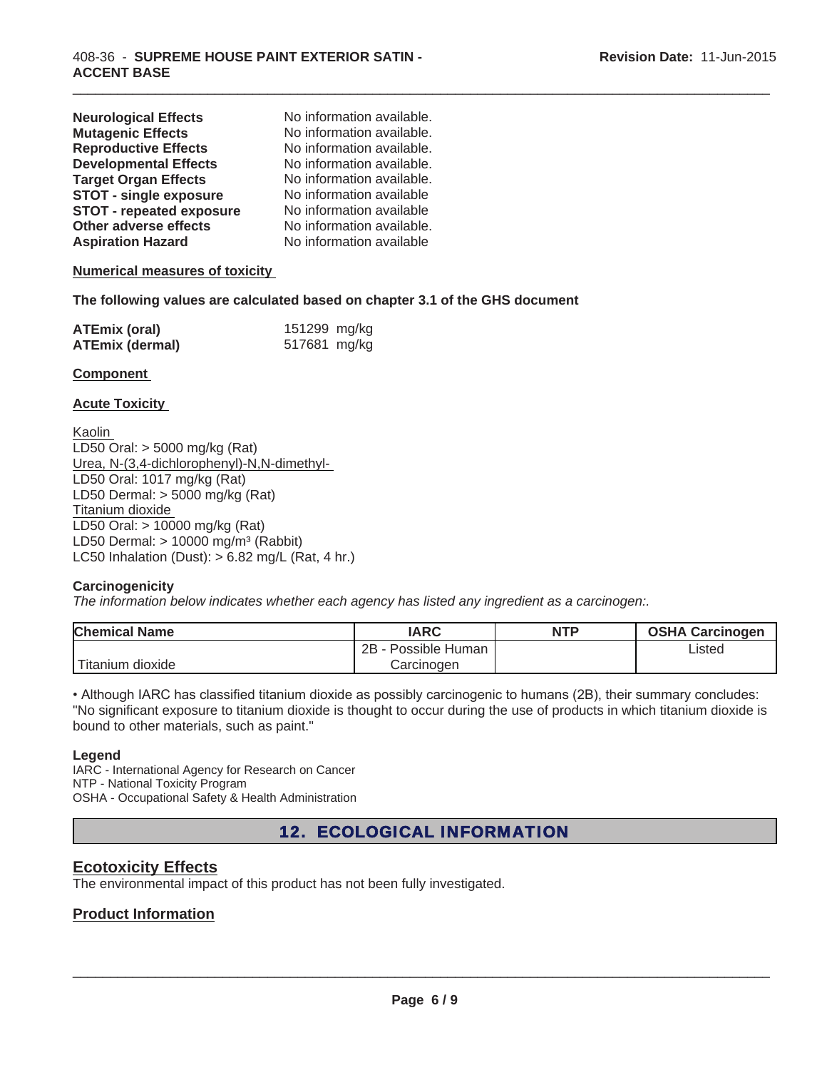| | |
|---|---|
| **Neurological Effects** | No information available. |
| **Mutagenic Effects** | No information available. |
| **Reproductive Effects** | No information available. |
| **Developmental Effects** | No information available. |
| **Target Organ Effects** | No information available. |
| **STOT - single exposure** | No information available |
| **STOT - repeated exposure** | No information available |
| **Other adverse effects** | No information available. |
| **Aspiration Hazard** | No information available |

**Numerical measures of toxicity**

**The following values are calculated based on chapter 3.1 of the GHS document**

| | |
|---|---|
| **ATEmix (oral)** | 151299 mg/kg |
| **ATEmix (dermal)** | 517681 mg/kg |

**Component**

**Acute Toxicity**

Kaolin
LD50 Oral: > 5000 mg/kg (Rat)
Urea, N-(3,4-dichlorophenyl)-N,N-dimethyl-
LD50 Oral: 1017 mg/kg (Rat)
LD50 Dermal: > 5000 mg/kg (Rat)
Titanium dioxide
LD50 Oral: > 10000 mg/kg (Rat)
LD50 Dermal: > 10000 $mg/m^3$ (Rabbit)
LC50 Inhalation (Dust): > 6.82 mg/L (Rat, 4 hr.)

**Carcinogenicity**

*The information below indicates whether each agency has listed any ingredient as a carcinogen:.*

| Chemical Name | IARC | NTP | OSHA Carcinogen |
|---|---|---|---|
| Titanium dioxide | 2B - Possible Human Carcinogen | | Listed |

• Although IARC has classified titanium dioxide as possibly carcinogenic to humans (2B), their summary concludes: "No significant exposure to titanium dioxide is thought to occur during the use of products in which titanium dioxide is bound to other materials, such as paint."

**Legend**

IARC - International Agency for Research on Cancer
NTP - National Toxicity Program
OSHA - Occupational Safety & Health Administration

## 12. ECOLOGICAL INFORMATION

### Ecotoxicity Effects

The environmental impact of this product has not been fully investigated.

### Product Information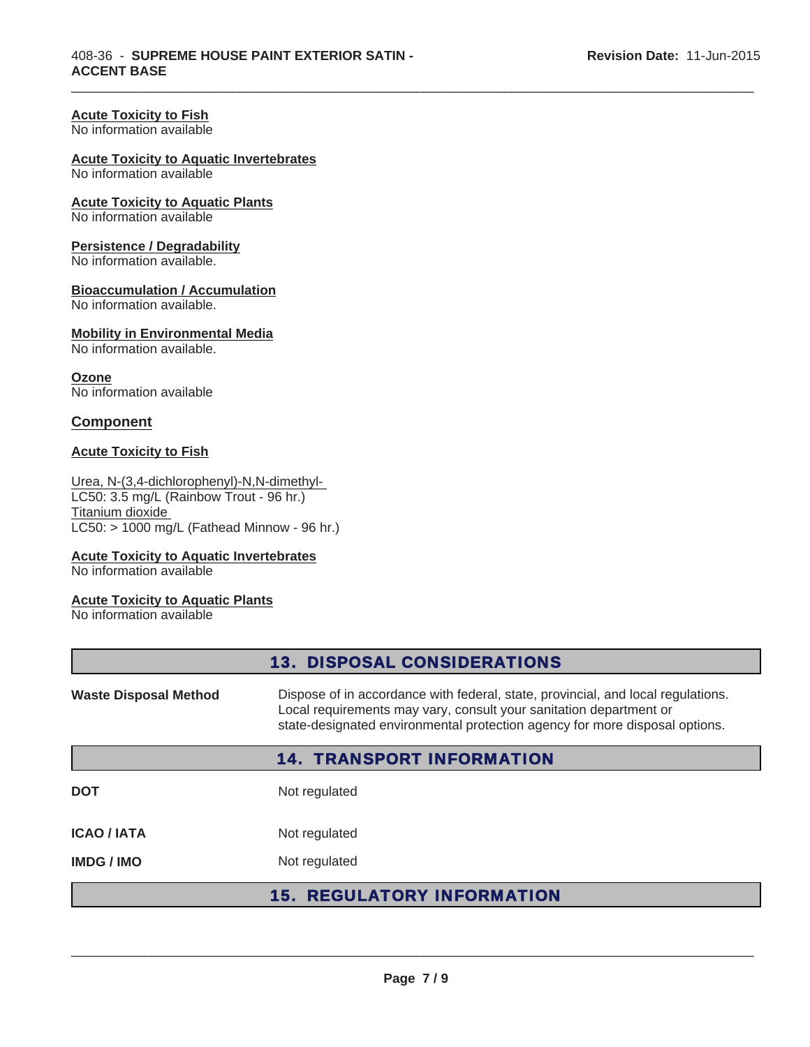**Acute Toxicity to Fish**
No information available

**Acute Toxicity to Aquatic Invertebrates**
No information available

**Acute Toxicity to Aquatic Plants**
No information available

**Persistence / Degradability**
No information available.

**Bioaccumulation / Accumulation**
No information available.

**Mobility in Environmental Media**
No information available.

**Ozone**
No information available

## Component

**Acute Toxicity to Fish**

Urea, N-(3,4-dichlorophenyl)-N,N-dimethyl-
LC50: 3.5 mg/L (Rainbow Trout - 96 hr.)
Titanium dioxide
LC50: > 1000 mg/L (Fathead Minnow - 96 hr.)

**Acute Toxicity to Aquatic Invertebrates**
No information available

**Acute Toxicity to Aquatic Plants**
No information available

## 13. DISPOSAL CONSIDERATIONS

**Waste Disposal Method** — Dispose of in accordance with federal, state, provincial, and local regulations. Local requirements may vary, consult your sanitation department or state-designated environmental protection agency for more disposal options.

## 14. TRANSPORT INFORMATION

| | |
|---|---|
| **DOT** | Not regulated |
| **ICAO / IATA** | Not regulated |
| **IMDG / IMO** | Not regulated |

## 15. REGULATORY INFORMATION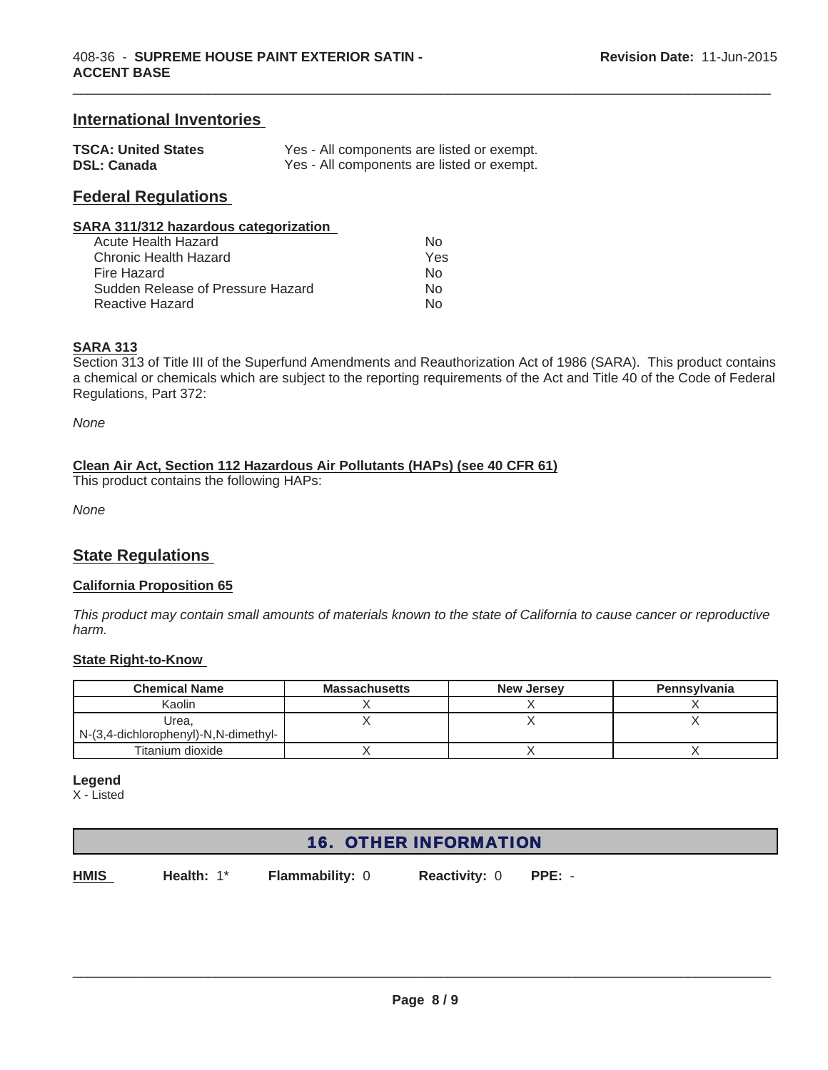## International Inventories

| | |
|---|---|
| **TSCA: United States** | Yes - All components are listed or exempt. |
| **DSL: Canada** | Yes - All components are listed or exempt. |

## Federal Regulations

**SARA 311/312 hazardous categorization**

| | |
|---|---|
| Acute Health Hazard | No |
| Chronic Health Hazard | Yes |
| Fire Hazard | No |
| Sudden Release of Pressure Hazard | No |
| Reactive Hazard | No |

**SARA 313**

Section 313 of Title III of the Superfund Amendments and Reauthorization Act of 1986 (SARA). This product contains a chemical or chemicals which are subject to the reporting requirements of the Act and Title 40 of the Code of Federal Regulations, Part 372:

*None*

**Clean Air Act, Section 112 Hazardous Air Pollutants (HAPs) (see 40 CFR 61)**

This product contains the following HAPs:

*None*

## State Regulations

**California Proposition 65**

*This product may contain small amounts of materials known to the state of California to cause cancer or reproductive harm.*

**State Right-to-Know**

| Chemical Name | Massachusetts | New Jersey | Pennsylvania |
|---|---|---|---|
| Kaolin | X | X | X |
| Urea, N-(3,4-dichlorophenyl)-N,N-dimethyl- | X | X | X |
| Titanium dioxide | X | X | X |

**Legend**

X - Listed

## 16. OTHER INFORMATION

**HMIS** **Health:** 1* **Flammability:** 0 **Reactivity:** 0 **PPE:** -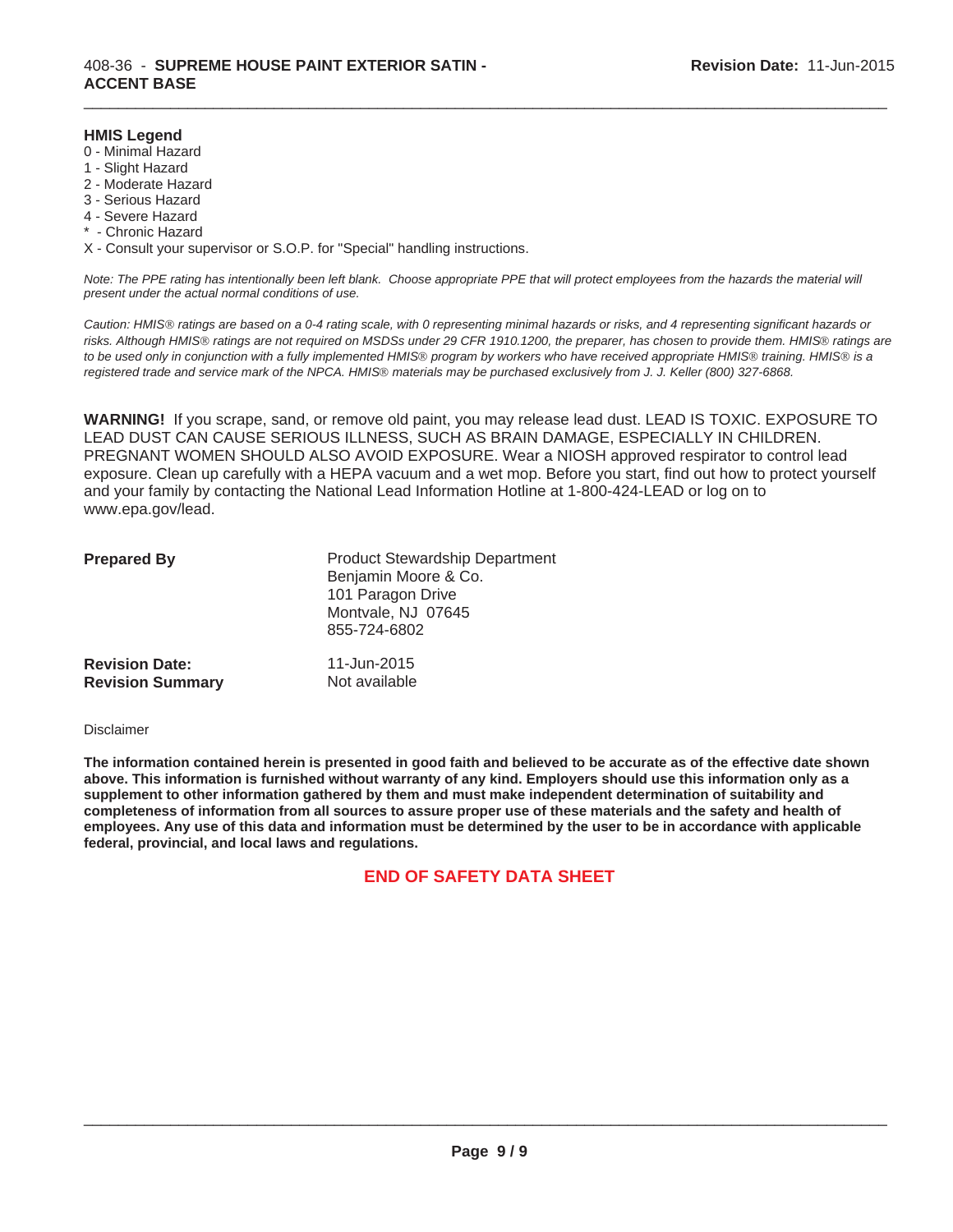**HMIS Legend**

0 - Minimal Hazard
1 - Slight Hazard
2 - Moderate Hazard
3 - Serious Hazard
4 - Severe Hazard
* - Chronic Hazard
X - Consult your supervisor or S.O.P. for "Special" handling instructions.

*Note: The PPE rating has intentionally been left blank. Choose appropriate PPE that will protect employees from the hazards the material will present under the actual normal conditions of use.*

*Caution: HMIS® ratings are based on a 0-4 rating scale, with 0 representing minimal hazards or risks, and 4 representing significant hazards or risks. Although HMIS® ratings are not required on MSDSs under 29 CFR 1910.1200, the preparer, has chosen to provide them. HMIS® ratings are to be used only in conjunction with a fully implemented HMIS® program by workers who have received appropriate HMIS® training. HMIS® is a registered trade and service mark of the NPCA. HMIS® materials may be purchased exclusively from J. J. Keller (800) 327-6868.*

**WARNING!** If you scrape, sand, or remove old paint, you may release lead dust. LEAD IS TOXIC. EXPOSURE TO LEAD DUST CAN CAUSE SERIOUS ILLNESS, SUCH AS BRAIN DAMAGE, ESPECIALLY IN CHILDREN. PREGNANT WOMEN SHOULD ALSO AVOID EXPOSURE. Wear a NIOSH approved respirator to control lead exposure. Clean up carefully with a HEPA vacuum and a wet mop. Before you start, find out how to protect yourself and your family by contacting the National Lead Information Hotline at 1-800-424-LEAD or log on to www.epa.gov/lead.

| | |
|---|---|
| **Prepared By** | Product Stewardship Department<br>Benjamin Moore & Co.<br>101 Paragon Drive<br>Montvale, NJ 07645<br>855-724-6802 |
| **Revision Date:** | 11-Jun-2015 |
| **Revision Summary** | Not available |

Disclaimer

**The information contained herein is presented in good faith and believed to be accurate as of the effective date shown above. This information is furnished without warranty of any kind. Employers should use this information only as a supplement to other information gathered by them and must make independent determination of suitability and completeness of information from all sources to assure proper use of these materials and the safety and health of employees. Any use of this data and information must be determined by the user to be in accordance with applicable federal, provincial, and local laws and regulations.**

**END OF SAFETY DATA SHEET**